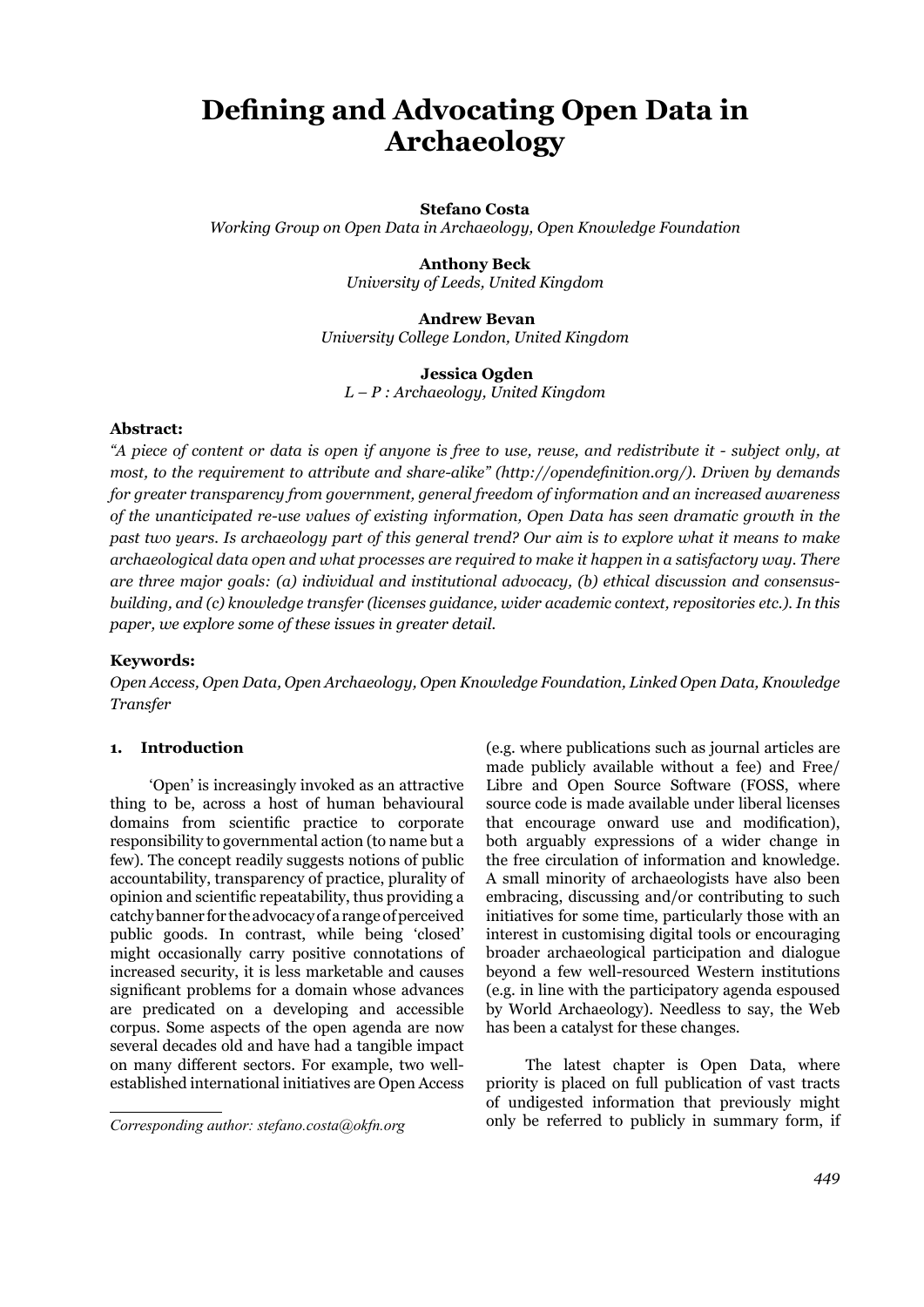# Defining and Advocating Open Data in Archaeology

**Stefano Costa**
*Working Group on Open Data in Archaeology, Open Knowledge Foundation*

**Anthony Beck**
*University of Leeds, United Kingdom*

**Andrew Bevan**
*University College London, United Kingdom*

**Jessica Ogden**
*L – P : Archaeology, United Kingdom*

**Abstract:**

*"A piece of content or data is open if anyone is free to use, reuse, and redistribute it - subject only, at most, to the requirement to attribute and share-alike" (http://opendefinition.org/). Driven by demands for greater transparency from government, general freedom of information and an increased awareness of the unanticipated re-use values of existing information, Open Data has seen dramatic growth in the past two years. Is archaeology part of this general trend? Our aim is to explore what it means to make archaeological data open and what processes are required to make it happen in a satisfactory way. There are three major goals: (a) individual and institutional advocacy, (b) ethical discussion and consensus-building, and (c) knowledge transfer (licenses guidance, wider academic context, repositories etc.). In this paper, we explore some of these issues in greater detail.*

**Keywords:**

*Open Access, Open Data, Open Archaeology, Open Knowledge Foundation, Linked Open Data, Knowledge Transfer*

## 1. Introduction

'Open' is increasingly invoked as an attractive thing to be, across a host of human behavioural domains from scientific practice to corporate responsibility to governmental action (to name but a few). The concept readily suggests notions of public accountability, transparency of practice, plurality of opinion and scientific repeatability, thus providing a catchy banner for the advocacy of a range of perceived public goods. In contrast, while being 'closed' might occasionally carry positive connotations of increased security, it is less marketable and causes significant problems for a domain whose advances are predicated on a developing and accessible corpus. Some aspects of the open agenda are now several decades old and have had a tangible impact on many different sectors. For example, two well-established international initiatives are Open Access (e.g. where publications such as journal articles are made publicly available without a fee) and Free/Libre and Open Source Software (FOSS, where source code is made available under liberal licenses that encourage onward use and modification), both arguably expressions of a wider change in the free circulation of information and knowledge. A small minority of archaeologists have also been embracing, discussing and/or contributing to such initiatives for some time, particularly those with an interest in customising digital tools or encouraging broader archaeological participation and dialogue beyond a few well-resourced Western institutions (e.g. in line with the participatory agenda espoused by World Archaeology). Needless to say, the Web has been a catalyst for these changes.

The latest chapter is Open Data, where priority is placed on full publication of vast tracts of undigested information that previously might only be referred to publicly in summary form, if

*Corresponding author: stefano.costa@okfn.org*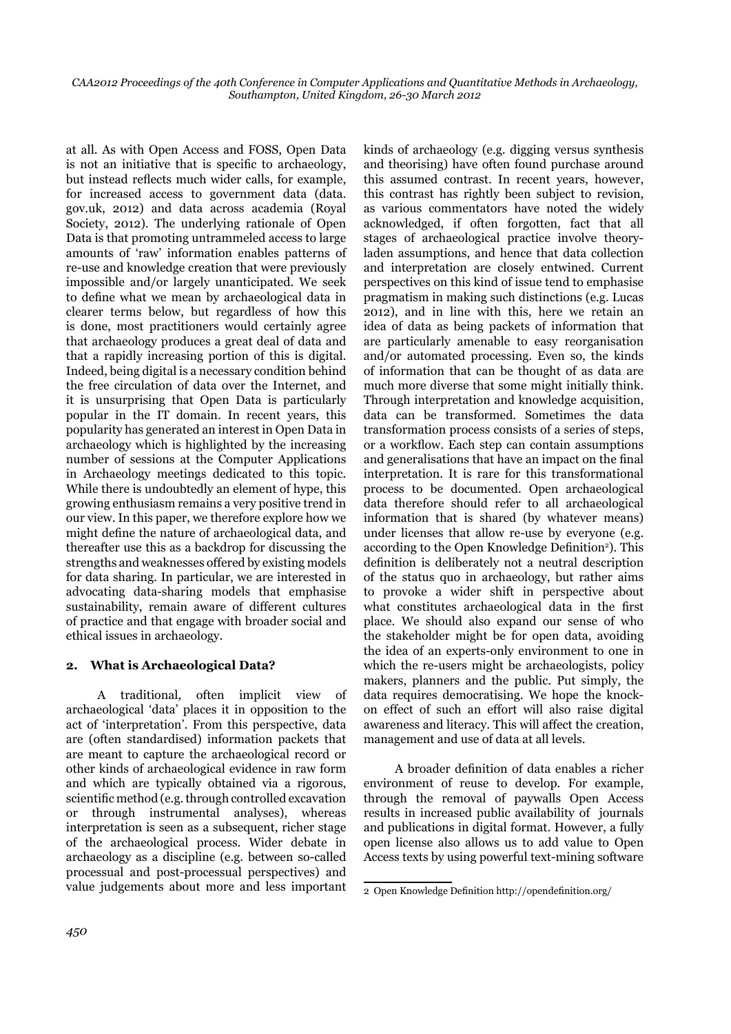at all. As with Open Access and FOSS, Open Data is not an initiative that is specific to archaeology, but instead reflects much wider calls, for example, for increased access to government data (data.gov.uk, 2012) and data across academia (Royal Society, 2012). The underlying rationale of Open Data is that promoting untrammeled access to large amounts of 'raw' information enables patterns of re-use and knowledge creation that were previously impossible and/or largely unanticipated. We seek to define what we mean by archaeological data in clearer terms below, but regardless of how this is done, most practitioners would certainly agree that archaeology produces a great deal of data and that a rapidly increasing portion of this is digital. Indeed, being digital is a necessary condition behind the free circulation of data over the Internet, and it is unsurprising that Open Data is particularly popular in the IT domain. In recent years, this popularity has generated an interest in Open Data in archaeology which is highlighted by the increasing number of sessions at the Computer Applications in Archaeology meetings dedicated to this topic. While there is undoubtedly an element of hype, this growing enthusiasm remains a very positive trend in our view. In this paper, we therefore explore how we might define the nature of archaeological data, and thereafter use this as a backdrop for discussing the strengths and weaknesses offered by existing models for data sharing. In particular, we are interested in advocating data-sharing models that emphasise sustainability, remain aware of different cultures of practice and that engage with broader social and ethical issues in archaeology.

## 2. What is Archaeological Data?

A traditional, often implicit view of archaeological 'data' places it in opposition to the act of 'interpretation'. From this perspective, data are (often standardised) information packets that are meant to capture the archaeological record or other kinds of archaeological evidence in raw form and which are typically obtained via a rigorous, scientific method (e.g. through controlled excavation or through instrumental analyses), whereas interpretation is seen as a subsequent, richer stage of the archaeological process. Wider debate in archaeology as a discipline (e.g. between so-called processual and post-processual perspectives) and value judgements about more and less important kinds of archaeology (e.g. digging versus synthesis and theorising) have often found purchase around this assumed contrast. In recent years, however, this contrast has rightly been subject to revision, as various commentators have noted the widely acknowledged, if often forgotten, fact that all stages of archaeological practice involve theory-laden assumptions, and hence that data collection and interpretation are closely entwined. Current perspectives on this kind of issue tend to emphasise pragmatism in making such distinctions (e.g. Lucas 2012), and in line with this, here we retain an idea of data as being packets of information that are particularly amenable to easy reorganisation and/or automated processing. Even so, the kinds of information that can be thought of as data are much more diverse that some might initially think. Through interpretation and knowledge acquisition, data can be transformed. Sometimes the data transformation process consists of a series of steps, or a workflow. Each step can contain assumptions and generalisations that have an impact on the final interpretation. It is rare for this transformational process to be documented. Open archaeological data therefore should refer to all archaeological information that is shared (by whatever means) under licenses that allow re-use by everyone (e.g. according to the Open Knowledge Definition[2]). This definition is deliberately not a neutral description of the status quo in archaeology, but rather aims to provoke a wider shift in perspective about what constitutes archaeological data in the first place. We should also expand our sense of who the stakeholder might be for open data, avoiding the idea of an experts-only environment to one in which the re-users might be archaeologists, policy makers, planners and the public. Put simply, the data requires democratising. We hope the knock-on effect of such an effort will also raise digital awareness and literacy. This will affect the creation, management and use of data at all levels.

A broader definition of data enables a richer environment of reuse to develop. For example, through the removal of paywalls Open Access results in increased public availability of journals and publications in digital format. However, a fully open license also allows us to add value to Open Access texts by using powerful text-mining software

2 Open Knowledge Definition http://opendefinition.org/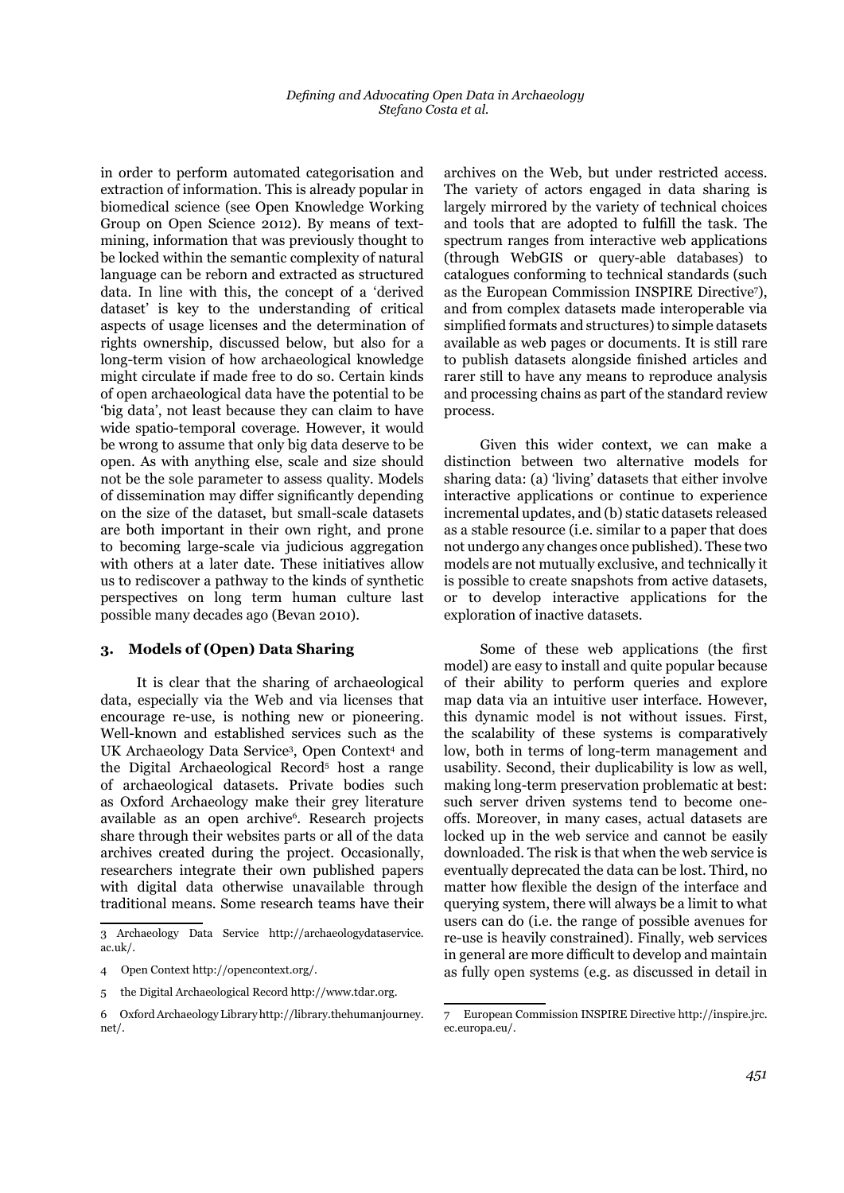in order to perform automated categorisation and extraction of information. This is already popular in biomedical science (see Open Knowledge Working Group on Open Science 2012). By means of text-mining, information that was previously thought to be locked within the semantic complexity of natural language can be reborn and extracted as structured data. In line with this, the concept of a 'derived dataset' is key to the understanding of critical aspects of usage licenses and the determination of rights ownership, discussed below, but also for a long-term vision of how archaeological knowledge might circulate if made free to do so. Certain kinds of open archaeological data have the potential to be 'big data', not least because they can claim to have wide spatio-temporal coverage. However, it would be wrong to assume that only big data deserve to be open. As with anything else, scale and size should not be the sole parameter to assess quality. Models of dissemination may differ significantly depending on the size of the dataset, but small-scale datasets are both important in their own right, and prone to becoming large-scale via judicious aggregation with others at a later date. These initiatives allow us to rediscover a pathway to the kinds of synthetic perspectives on long term human culture last possible many decades ago (Bevan 2010).

## 3. Models of (Open) Data Sharing

It is clear that the sharing of archaeological data, especially via the Web and via licenses that encourage re-use, is nothing new or pioneering. Well-known and established services such as the UK Archaeology Data Service[3], Open Context[4] and the Digital Archaeological Record[5] host a range of archaeological datasets. Private bodies such as Oxford Archaeology make their grey literature available as an open archive[6]. Research projects share through their websites parts or all of the data archives created during the project. Occasionally, researchers integrate their own published papers with digital data otherwise unavailable through traditional means. Some research teams have their archives on the Web, but under restricted access. The variety of actors engaged in data sharing is largely mirrored by the variety of technical choices and tools that are adopted to fulfill the task. The spectrum ranges from interactive web applications (through WebGIS or query-able databases) to catalogues conforming to technical standards (such as the European Commission INSPIRE Directive[7]), and from complex datasets made interoperable via simplified formats and structures) to simple datasets available as web pages or documents. It is still rare to publish datasets alongside finished articles and rarer still to have any means to reproduce analysis and processing chains as part of the standard review process.

Given this wider context, we can make a distinction between two alternative models for sharing data: (a) 'living' datasets that either involve interactive applications or continue to experience incremental updates, and (b) static datasets released as a stable resource (i.e. similar to a paper that does not undergo any changes once published). These two models are not mutually exclusive, and technically it is possible to create snapshots from active datasets, or to develop interactive applications for the exploration of inactive datasets.

Some of these web applications (the first model) are easy to install and quite popular because of their ability to perform queries and explore map data via an intuitive user interface. However, this dynamic model is not without issues. First, the scalability of these systems is comparatively low, both in terms of long-term management and usability. Second, their duplicability is low as well, making long-term preservation problematic at best: such server driven systems tend to become one-offs. Moreover, in many cases, actual datasets are locked up in the web service and cannot be easily downloaded. The risk is that when the web service is eventually deprecated the data can be lost. Third, no matter how flexible the design of the interface and querying system, there will always be a limit to what users can do (i.e. the range of possible avenues for re-use is heavily constrained). Finally, web services in general are more difficult to develop and maintain as fully open systems (e.g. as discussed in detail in

---

3 Archaeology Data Service http://archaeologydataservice.ac.uk/.

4 Open Context http://opencontext.org/.

5 the Digital Archaeological Record http://www.tdar.org.

6 Oxford Archaeology Library http://library.thehumanjourney.net/.

7 European Commission INSPIRE Directive http://inspire.jrc.ec.europa.eu/.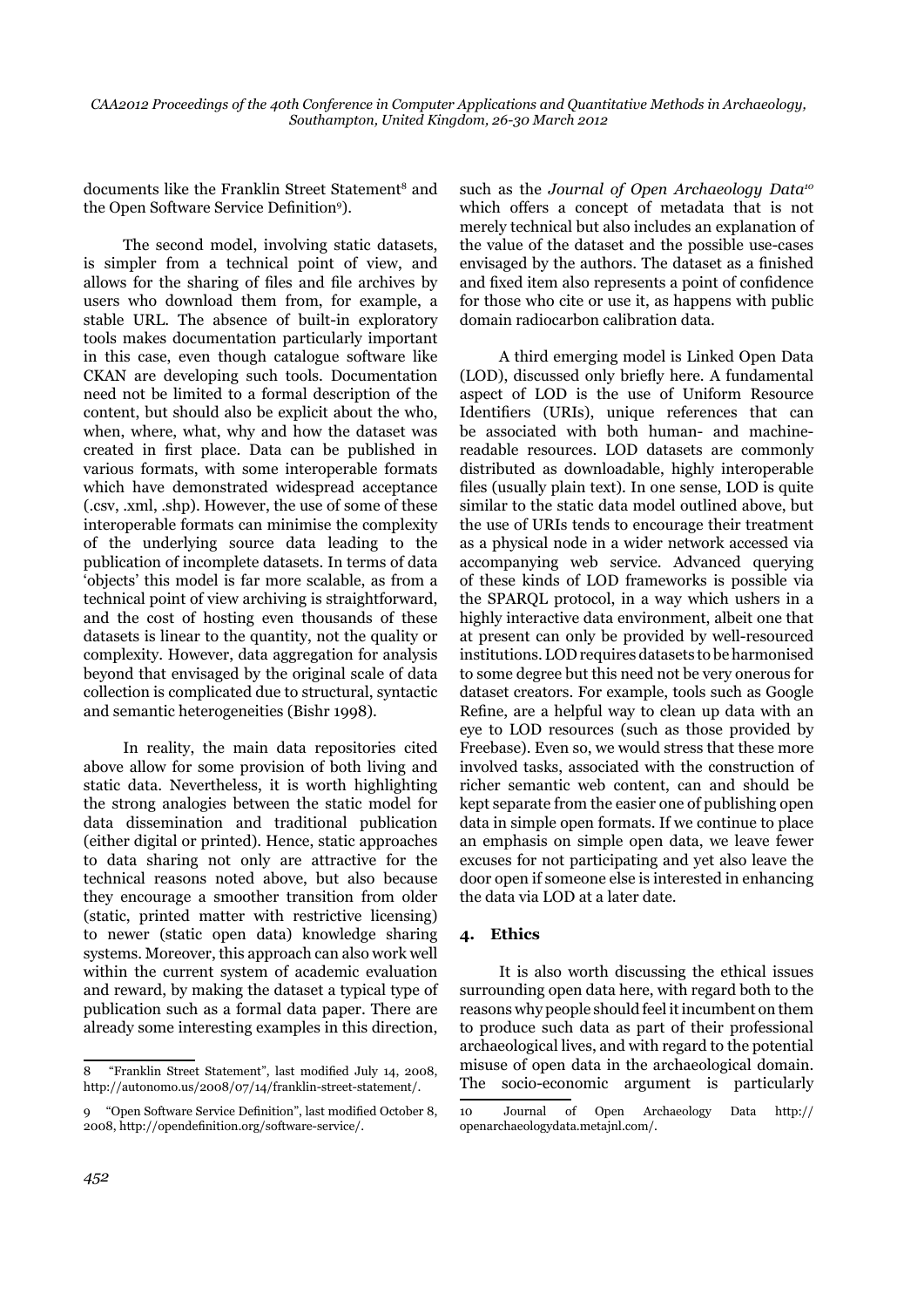documents like the Franklin Street Statement[8] and the Open Software Service Definition[9]).

The second model, involving static datasets, is simpler from a technical point of view, and allows for the sharing of files and file archives by users who download them from, for example, a stable URL. The absence of built-in exploratory tools makes documentation particularly important in this case, even though catalogue software like CKAN are developing such tools. Documentation need not be limited to a formal description of the content, but should also be explicit about the who, when, where, what, why and how the dataset was created in first place. Data can be published in various formats, with some interoperable formats which have demonstrated widespread acceptance (.csv, .xml, .shp). However, the use of some of these interoperable formats can minimise the complexity of the underlying source data leading to the publication of incomplete datasets. In terms of data 'objects' this model is far more scalable, as from a technical point of view archiving is straightforward, and the cost of hosting even thousands of these datasets is linear to the quantity, not the quality or complexity. However, data aggregation for analysis beyond that envisaged by the original scale of data collection is complicated due to structural, syntactic and semantic heterogeneities (Bishr 1998).

In reality, the main data repositories cited above allow for some provision of both living and static data. Nevertheless, it is worth highlighting the strong analogies between the static model for data dissemination and traditional publication (either digital or printed). Hence, static approaches to data sharing not only are attractive for the technical reasons noted above, but also because they encourage a smoother transition from older (static, printed matter with restrictive licensing) to newer (static open data) knowledge sharing systems. Moreover, this approach can also work well within the current system of academic evaluation and reward, by making the dataset a typical type of publication such as a formal data paper. There are already some interesting examples in this direction, such as the *Journal of Open Archaeology Data*[10] which offers a concept of metadata that is not merely technical but also includes an explanation of the value of the dataset and the possible use-cases envisaged by the authors. The dataset as a finished and fixed item also represents a point of confidence for those who cite or use it, as happens with public domain radiocarbon calibration data.

A third emerging model is Linked Open Data (LOD), discussed only briefly here. A fundamental aspect of LOD is the use of Uniform Resource Identifiers (URIs), unique references that can be associated with both human- and machine-readable resources. LOD datasets are commonly distributed as downloadable, highly interoperable files (usually plain text). In one sense, LOD is quite similar to the static data model outlined above, but the use of URIs tends to encourage their treatment as a physical node in a wider network accessed via accompanying web service. Advanced querying of these kinds of LOD frameworks is possible via the SPARQL protocol, in a way which ushers in a highly interactive data environment, albeit one that at present can only be provided by well-resourced institutions. LOD requires datasets to be harmonised to some degree but this need not be very onerous for dataset creators. For example, tools such as Google Refine, are a helpful way to clean up data with an eye to LOD resources (such as those provided by Freebase). Even so, we would stress that these more involved tasks, associated with the construction of richer semantic web content, can and should be kept separate from the easier one of publishing open data in simple open formats. If we continue to place an emphasis on simple open data, we leave fewer excuses for not participating and yet also leave the door open if someone else is interested in enhancing the data via LOD at a later date.

## 4. Ethics

It is also worth discussing the ethical issues surrounding open data here, with regard both to the reasons why people should feel it incumbent on them to produce such data as part of their professional archaeological lives, and with regard to the potential misuse of open data in the archaeological domain. The socio-economic argument is particularly

---

8 "Franklin Street Statement", last modified July 14, 2008, http://autonomo.us/2008/07/14/franklin-street-statement/.

9 "Open Software Service Definition", last modified October 8, 2008, http://opendefinition.org/software-service/.

10 Journal of Open Archaeology Data http://openarchaeologydata.metajnl.com/.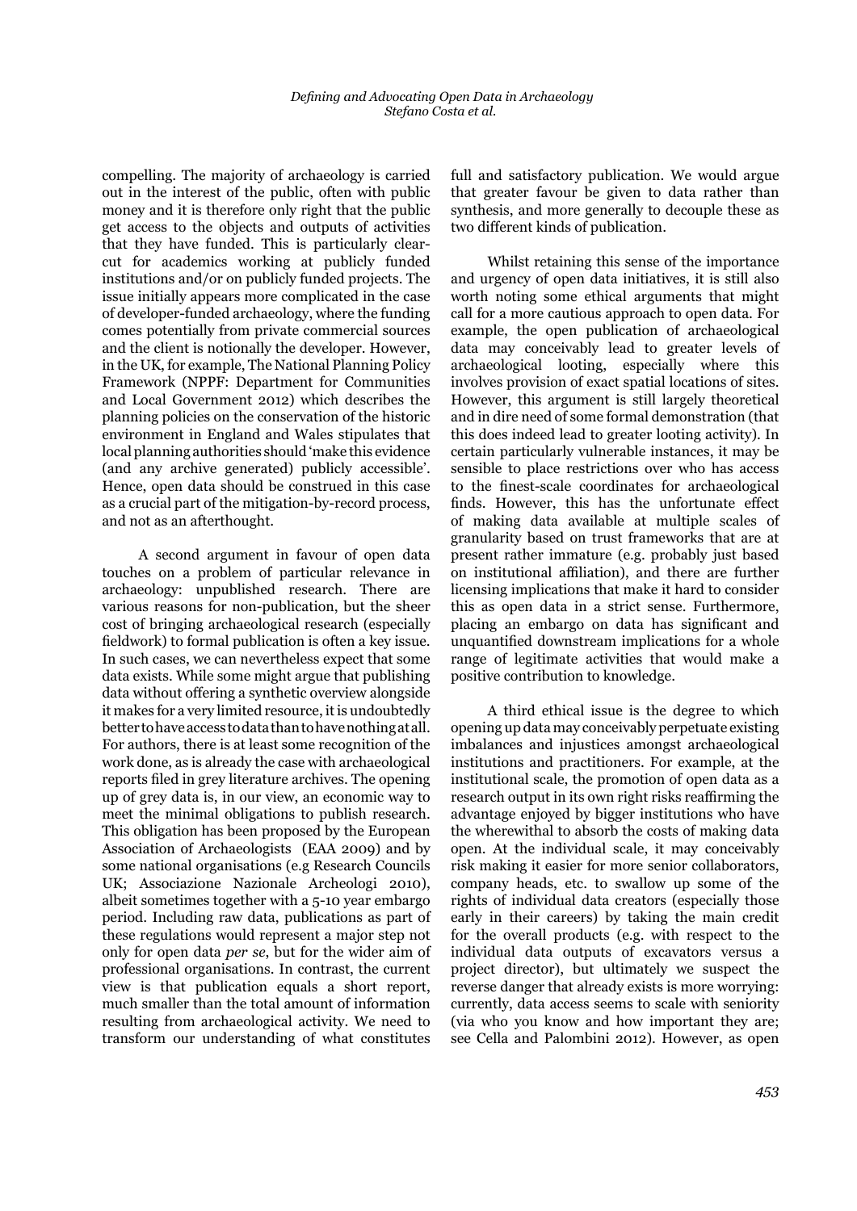compelling. The majority of archaeology is carried out in the interest of the public, often with public money and it is therefore only right that the public get access to the objects and outputs of activities that they have funded. This is particularly clear-cut for academics working at publicly funded institutions and/or on publicly funded projects. The issue initially appears more complicated in the case of developer-funded archaeology, where the funding comes potentially from private commercial sources and the client is notionally the developer. However, in the UK, for example, The National Planning Policy Framework (NPPF: Department for Communities and Local Government 2012) which describes the planning policies on the conservation of the historic environment in England and Wales stipulates that local planning authorities should 'make this evidence (and any archive generated) publicly accessible'. Hence, open data should be construed in this case as a crucial part of the mitigation-by-record process, and not as an afterthought.

A second argument in favour of open data touches on a problem of particular relevance in archaeology: unpublished research. There are various reasons for non-publication, but the sheer cost of bringing archaeological research (especially fieldwork) to formal publication is often a key issue. In such cases, we can nevertheless expect that some data exists. While some might argue that publishing data without offering a synthetic overview alongside it makes for a very limited resource, it is undoubtedly better to have access to data than to have nothing at all. For authors, there is at least some recognition of the work done, as is already the case with archaeological reports filed in grey literature archives. The opening up of grey data is, in our view, an economic way to meet the minimal obligations to publish research. This obligation has been proposed by the European Association of Archaeologists (EAA 2009) and by some national organisations (e.g Research Councils UK; Associazione Nazionale Archeologi 2010), albeit sometimes together with a 5-10 year embargo period. Including raw data, publications as part of these regulations would represent a major step not only for open data *per se*, but for the wider aim of professional organisations. In contrast, the current view is that publication equals a short report, much smaller than the total amount of information resulting from archaeological activity. We need to transform our understanding of what constitutes full and satisfactory publication. We would argue that greater favour be given to data rather than synthesis, and more generally to decouple these as two different kinds of publication.

Whilst retaining this sense of the importance and urgency of open data initiatives, it is still also worth noting some ethical arguments that might call for a more cautious approach to open data. For example, the open publication of archaeological data may conceivably lead to greater levels of archaeological looting, especially where this involves provision of exact spatial locations of sites. However, this argument is still largely theoretical and in dire need of some formal demonstration (that this does indeed lead to greater looting activity). In certain particularly vulnerable instances, it may be sensible to place restrictions over who has access to the finest-scale coordinates for archaeological finds. However, this has the unfortunate effect of making data available at multiple scales of granularity based on trust frameworks that are at present rather immature (e.g. probably just based on institutional affiliation), and there are further licensing implications that make it hard to consider this as open data in a strict sense. Furthermore, placing an embargo on data has significant and unquantified downstream implications for a whole range of legitimate activities that would make a positive contribution to knowledge.

A third ethical issue is the degree to which opening up data may conceivably perpetuate existing imbalances and injustices amongst archaeological institutions and practitioners. For example, at the institutional scale, the promotion of open data as a research output in its own right risks reaffirming the advantage enjoyed by bigger institutions who have the wherewithal to absorb the costs of making data open. At the individual scale, it may conceivably risk making it easier for more senior collaborators, company heads, etc. to swallow up some of the rights of individual data creators (especially those early in their careers) by taking the main credit for the overall products (e.g. with respect to the individual data outputs of excavators versus a project director), but ultimately we suspect the reverse danger that already exists is more worrying: currently, data access seems to scale with seniority (via who you know and how important they are; see Cella and Palombini 2012). However, as open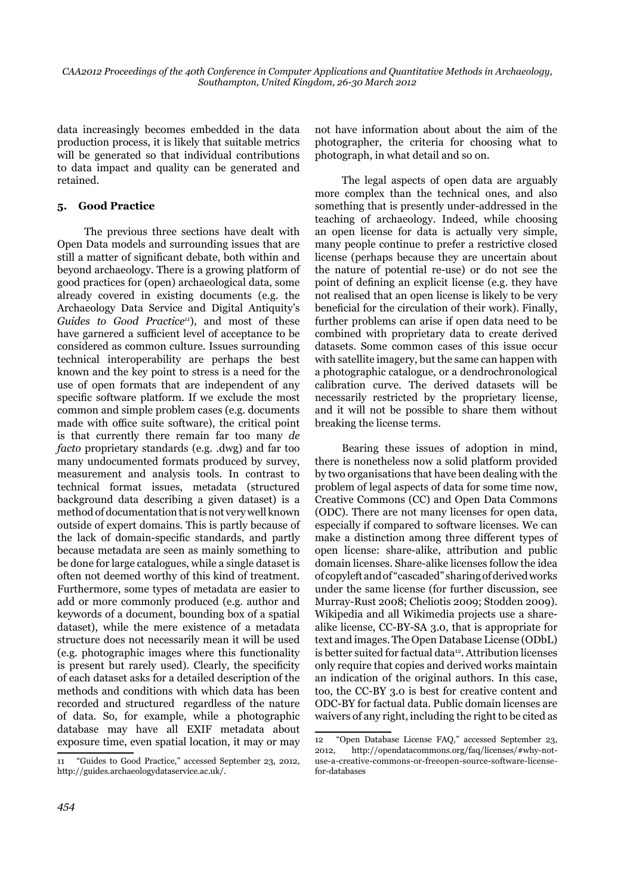data increasingly becomes embedded in the data production process, it is likely that suitable metrics will be generated so that individual contributions to data impact and quality can be generated and retained.

## 5. Good Practice

The previous three sections have dealt with Open Data models and surrounding issues that are still a matter of significant debate, both within and beyond archaeology. There is a growing platform of good practices for (open) archaeological data, some already covered in existing documents (e.g. the Archaeology Data Service and Digital Antiquity's *Guides to Good Practice*[11]), and most of these have garnered a sufficient level of acceptance to be considered as common culture. Issues surrounding technical interoperability are perhaps the best known and the key point to stress is a need for the use of open formats that are independent of any specific software platform. If we exclude the most common and simple problem cases (e.g. documents made with office suite software), the critical point is that currently there remain far too many *de facto* proprietary standards (e.g. .dwg) and far too many undocumented formats produced by survey, measurement and analysis tools. In contrast to technical format issues, metadata (structured background data describing a given dataset) is a method of documentation that is not very well known outside of expert domains. This is partly because of the lack of domain-specific standards, and partly because metadata are seen as mainly something to be done for large catalogues, while a single dataset is often not deemed worthy of this kind of treatment. Furthermore, some types of metadata are easier to add or more commonly produced (e.g. author and keywords of a document, bounding box of a spatial dataset), while the mere existence of a metadata structure does not necessarily mean it will be used (e.g. photographic images where this functionality is present but rarely used). Clearly, the specificity of each dataset asks for a detailed description of the methods and conditions with which data has been recorded and structured regardless of the nature of data. So, for example, while a photographic database may have all EXIF metadata about exposure time, even spatial location, it may or may not have information about about the aim of the photographer, the criteria for choosing what to photograph, in what detail and so on.

The legal aspects of open data are arguably more complex than the technical ones, and also something that is presently under-addressed in the teaching of archaeology. Indeed, while choosing an open license for data is actually very simple, many people continue to prefer a restrictive closed license (perhaps because they are uncertain about the nature of potential re-use) or do not see the point of defining an explicit license (e.g. they have not realised that an open license is likely to be very beneficial for the circulation of their work). Finally, further problems can arise if open data need to be combined with proprietary data to create derived datasets. Some common cases of this issue occur with satellite imagery, but the same can happen with a photographic catalogue, or a dendrochronological calibration curve. The derived datasets will be necessarily restricted by the proprietary license, and it will not be possible to share them without breaking the license terms.

Bearing these issues of adoption in mind, there is nonetheless now a solid platform provided by two organisations that have been dealing with the problem of legal aspects of data for some time now, Creative Commons (CC) and Open Data Commons (ODC). There are not many licenses for open data, especially if compared to software licenses. We can make a distinction among three different types of open license: share-alike, attribution and public domain licenses. Share-alike licenses follow the idea of copyleft and of "cascaded" sharing of derived works under the same license (for further discussion, see Murray-Rust 2008; Cheliotis 2009; Stodden 2009). Wikipedia and all Wikimedia projects use a share-alike license, CC-BY-SA 3.0, that is appropriate for text and images. The Open Database License (ODbL) is better suited for factual data[12]. Attribution licenses only require that copies and derived works maintain an indication of the original authors. In this case, too, the CC-BY 3.0 is best for creative content and ODC-BY for factual data. Public domain licenses are waivers of any right, including the right to be cited as

---

11 "Guides to Good Practice," accessed September 23, 2012, http://guides.archaeologydataservice.ac.uk/.

12 "Open Database License FAQ," accessed September 23, 2012, http://opendatacommons.org/faq/licenses/#why-not-use-a-creative-commons-or-freeopen-source-software-license-for-databases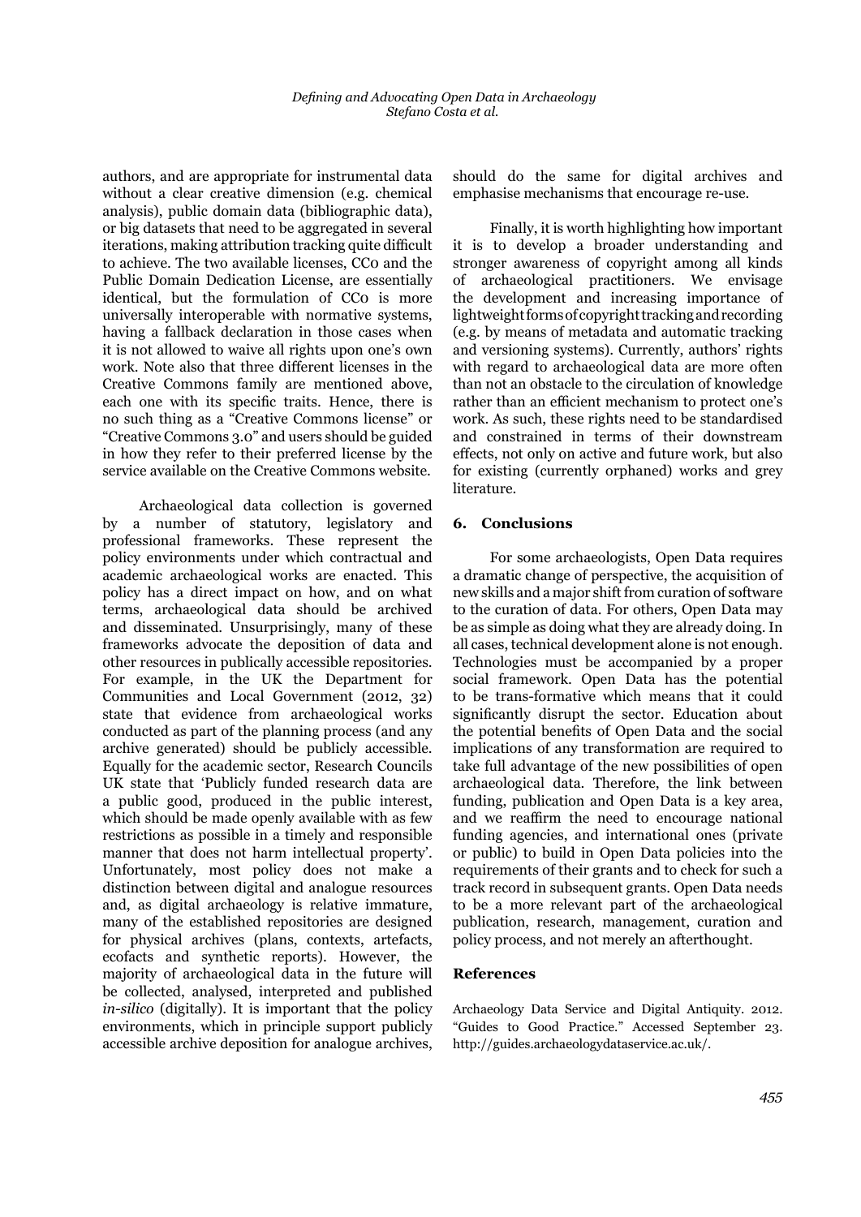authors, and are appropriate for instrumental data without a clear creative dimension (e.g. chemical analysis), public domain data (bibliographic data), or big datasets that need to be aggregated in several iterations, making attribution tracking quite difficult to achieve. The two available licenses, CC0 and the Public Domain Dedication License, are essentially identical, but the formulation of CC0 is more universally interoperable with normative systems, having a fallback declaration in those cases when it is not allowed to waive all rights upon one's own work. Note also that three different licenses in the Creative Commons family are mentioned above, each one with its specific traits. Hence, there is no such thing as a "Creative Commons license" or "Creative Commons 3.0" and users should be guided in how they refer to their preferred license by the service available on the Creative Commons website.

Archaeological data collection is governed by a number of statutory, legislatory and professional frameworks. These represent the policy environments under which contractual and academic archaeological works are enacted. This policy has a direct impact on how, and on what terms, archaeological data should be archived and disseminated. Unsurprisingly, many of these frameworks advocate the deposition of data and other resources in publically accessible repositories. For example, in the UK the Department for Communities and Local Government (2012, 32) state that evidence from archaeological works conducted as part of the planning process (and any archive generated) should be publicly accessible. Equally for the academic sector, Research Councils UK state that 'Publicly funded research data are a public good, produced in the public interest, which should be made openly available with as few restrictions as possible in a timely and responsible manner that does not harm intellectual property'. Unfortunately, most policy does not make a distinction between digital and analogue resources and, as digital archaeology is relative immature, many of the established repositories are designed for physical archives (plans, contexts, artefacts, ecofacts and synthetic reports). However, the majority of archaeological data in the future will be collected, analysed, interpreted and published *in-silico* (digitally). It is important that the policy environments, which in principle support publicly accessible archive deposition for analogue archives, should do the same for digital archives and emphasise mechanisms that encourage re-use.

Finally, it is worth highlighting how important it is to develop a broader understanding and stronger awareness of copyright among all kinds of archaeological practitioners. We envisage the development and increasing importance of lightweight forms of copyright tracking and recording (e.g. by means of metadata and automatic tracking and versioning systems). Currently, authors' rights with regard to archaeological data are more often than not an obstacle to the circulation of knowledge rather than an efficient mechanism to protect one's work. As such, these rights need to be standardised and constrained in terms of their downstream effects, not only on active and future work, but also for existing (currently orphaned) works and grey literature.

## 6. Conclusions

For some archaeologists, Open Data requires a dramatic change of perspective, the acquisition of new skills and a major shift from curation of software to the curation of data. For others, Open Data may be as simple as doing what they are already doing. In all cases, technical development alone is not enough. Technologies must be accompanied by a proper social framework. Open Data has the potential to be trans-formative which means that it could significantly disrupt the sector. Education about the potential benefits of Open Data and the social implications of any transformation are required to take full advantage of the new possibilities of open archaeological data. Therefore, the link between funding, publication and Open Data is a key area, and we reaffirm the need to encourage national funding agencies, and international ones (private or public) to build in Open Data policies into the requirements of their grants and to check for such a track record in subsequent grants. Open Data needs to be a more relevant part of the archaeological publication, research, management, curation and policy process, and not merely an afterthought.

## References

Archaeology Data Service and Digital Antiquity. 2012. "Guides to Good Practice." Accessed September 23. http://guides.archaeologydataservice.ac.uk/.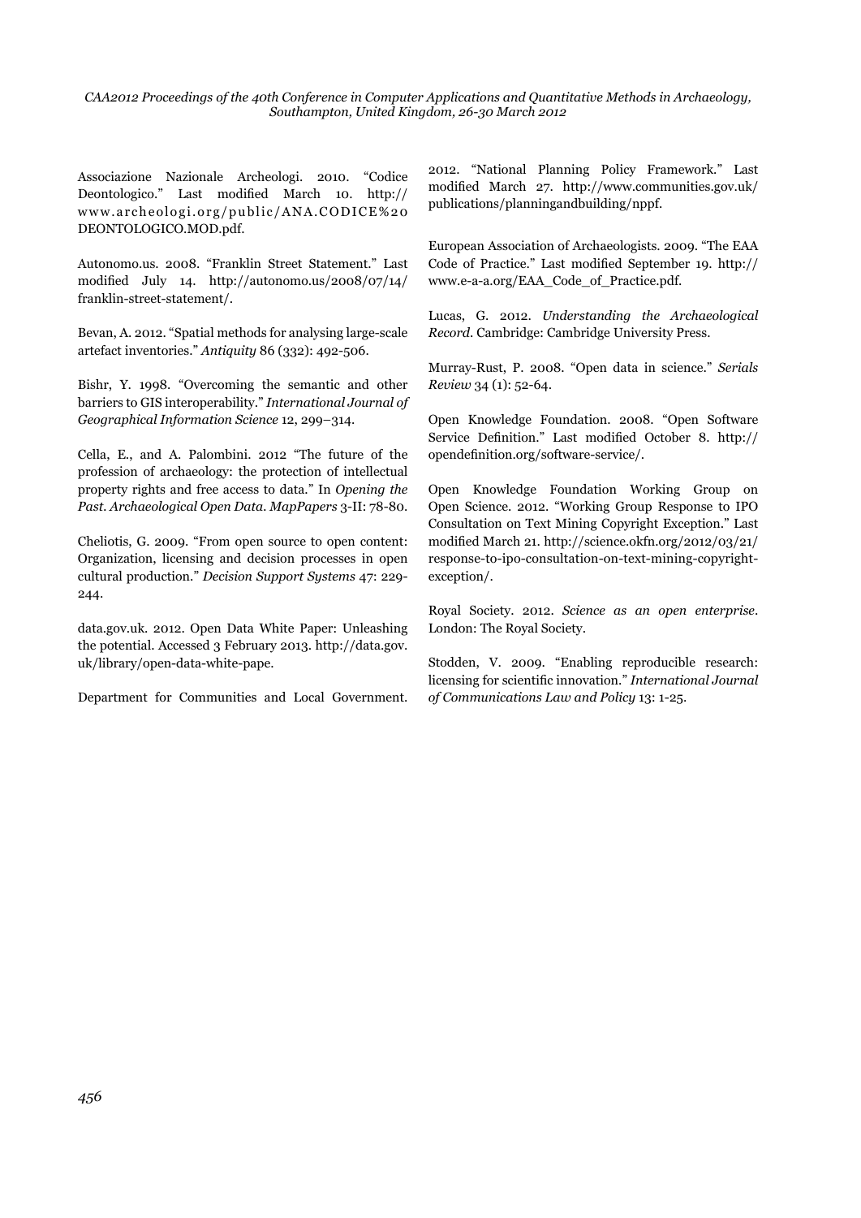Associazione Nazionale Archeologi. 2010. "Codice Deontologico." Last modified March 10. http://www.archeologi.org/public/ANA.CODICE%20DEONTOLOGICO.MOD.pdf.

Autonomo.us. 2008. "Franklin Street Statement." Last modified July 14. http://autonomo.us/2008/07/14/franklin-street-statement/.

Bevan, A. 2012. "Spatial methods for analysing large-scale artefact inventories." *Antiquity* 86 (332): 492-506.

Bishr, Y. 1998. "Overcoming the semantic and other barriers to GIS interoperability." *International Journal of Geographical Information Science* 12, 299–314.

Cella, E., and A. Palombini. 2012 "The future of the profession of archaeology: the protection of intellectual property rights and free access to data." In *Opening the Past. Archaeological Open Data. MapPapers* 3-II: 78-80.

Cheliotis, G. 2009. "From open source to open content: Organization, licensing and decision processes in open cultural production." *Decision Support Systems* 47: 229-244.

data.gov.uk. 2012. Open Data White Paper: Unleashing the potential. Accessed 3 February 2013. http://data.gov.uk/library/open-data-white-pape.

Department for Communities and Local Government. 2012. "National Planning Policy Framework." Last modified March 27. http://www.communities.gov.uk/publications/planningandbuilding/nppf.

European Association of Archaeologists. 2009. "The EAA Code of Practice." Last modified September 19. http://www.e-a-a.org/EAA_Code_of_Practice.pdf.

Lucas, G. 2012. *Understanding the Archaeological Record*. Cambridge: Cambridge University Press.

Murray-Rust, P. 2008. "Open data in science." *Serials Review* 34 (1): 52-64.

Open Knowledge Foundation. 2008. "Open Software Service Definition." Last modified October 8. http://opendefinition.org/software-service/.

Open Knowledge Foundation Working Group on Open Science. 2012. "Working Group Response to IPO Consultation on Text Mining Copyright Exception." Last modified March 21. http://science.okfn.org/2012/03/21/response-to-ipo-consultation-on-text-mining-copyright-exception/.

Royal Society. 2012. *Science as an open enterprise*. London: The Royal Society.

Stodden, V. 2009. "Enabling reproducible research: licensing for scientific innovation." *International Journal of Communications Law and Policy* 13: 1-25.